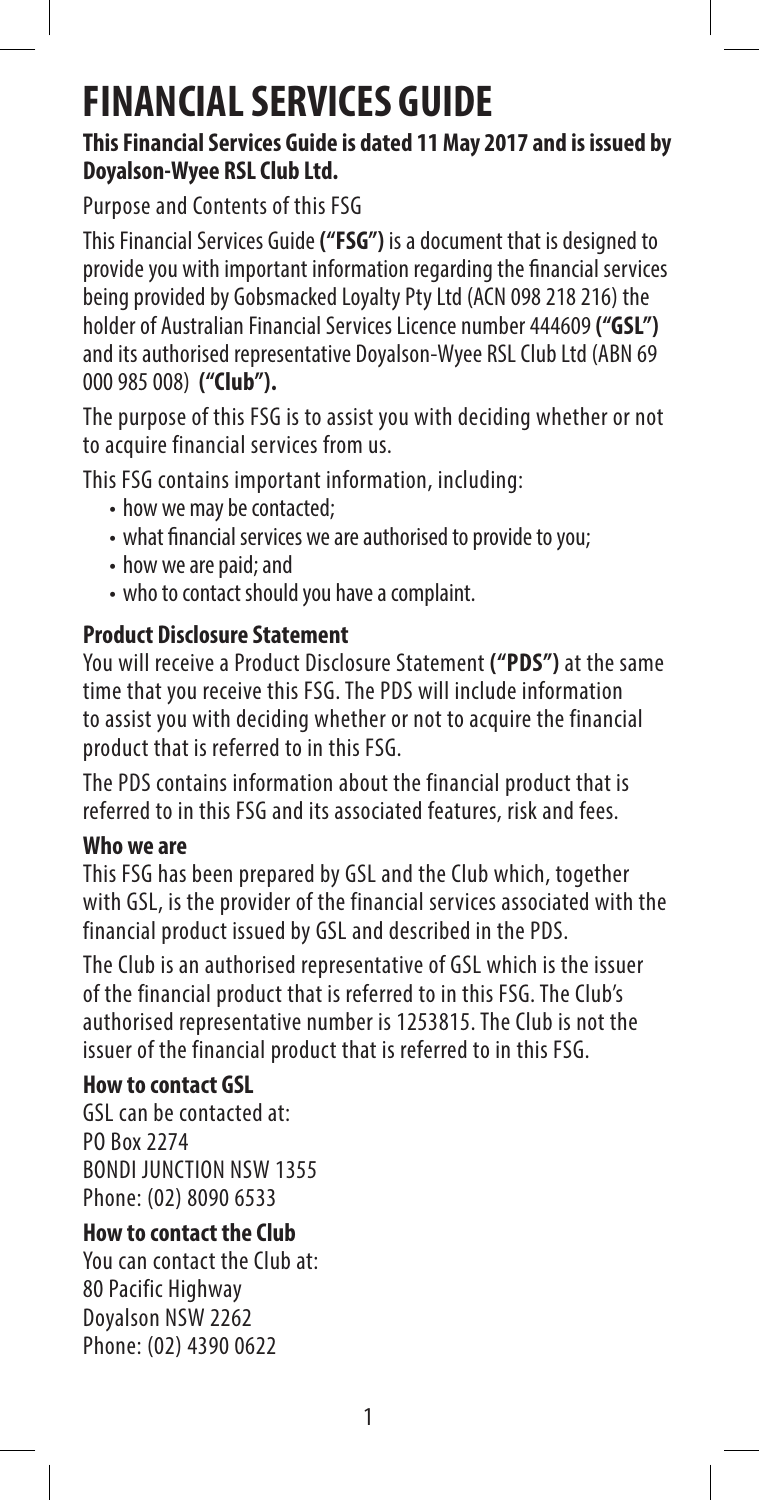# FINANCIAL SERVICES GUIDE

**This Financial Services Guide is dated 11 May 2017 and is issued by Doyalson-Wyee RSL Club Ltd.**

Purpose and Contents of this FSG

This Financial Services Guide **("FSG")** is a document that is designed to provide you with important information regarding the financial services being provided by Gobsmacked Loyalty Pty Ltd (ACN 098 218 216) the holder of Australian Financial Services Licence number 444609 **("GSL")** and its authorised representative Doyalson-Wyee RSL Club Ltd (ABN 69 000 985 008) **("Club").**

The purpose of this FSG is to assist you with deciding whether or not to acquire financial services from us.

This FSG contains important information, including:

- how we may be contacted;
- what financial services we are authorised to provide to you;
- how we are paid; and
- who to contact should you have a complaint.

### Product Disclosure Statement

You will receive a Product Disclosure Statement **("PDS")** at the same time that you receive this FSG. The PDS will include information to assist you with deciding whether or not to acquire the financial product that is referred to in this FSG.

The PDS contains information about the financial product that is referred to in this FSG and its associated features, risk and fees.

### Who we are

This FSG has been prepared by GSL and the Club which, together with GSL, is the provider of the financial services associated with the financial product issued by GSL and described in the PDS.

The Club is an authorised representative of GSL which is the issuer of the financial product that is referred to in this FSG. The Club's authorised representative number is 1253815. The Club is not the issuer of the financial product that is referred to in this FSG.

### How to contact GSL

GSL can be contacted at:
PO Box 2274
BONDI JUNCTION NSW 1355
Phone: (02) 8090 6533

### How to contact the Club

You can contact the Club at:
80 Pacific Highway
Doyalson NSW 2262
Phone: (02) 4390 0622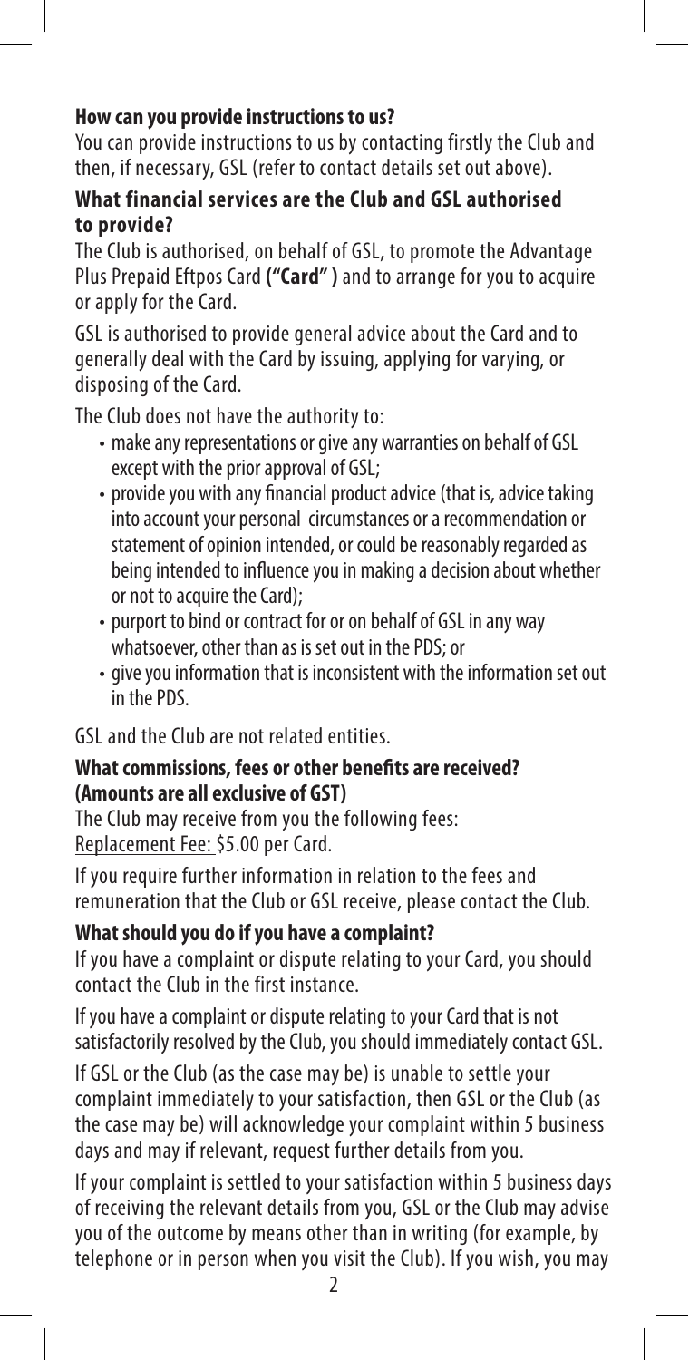**How can you provide instructions to us?**

You can provide instructions to us by contacting firstly the Club and then, if necessary, GSL (refer to contact details set out above).

**What financial services are the Club and GSL authorised to provide?**

The Club is authorised, on behalf of GSL, to promote the Advantage Plus Prepaid Eftpos Card **("Card" )** and to arrange for you to acquire or apply for the Card.

GSL is authorised to provide general advice about the Card and to generally deal with the Card by issuing, applying for varying, or disposing of the Card.

The Club does not have the authority to:

- make any representations or give any warranties on behalf of GSL except with the prior approval of GSL;
- provide you with any financial product advice (that is, advice taking into account your personal circumstances or a recommendation or statement of opinion intended, or could be reasonably regarded as being intended to influence you in making a decision about whether or not to acquire the Card);
- purport to bind or contract for or on behalf of GSL in any way whatsoever, other than as is set out in the PDS; or
- give you information that is inconsistent with the information set out in the PDS.

GSL and the Club are not related entities.

**What commissions, fees or other benefits are received? (Amounts are all exclusive of GST)**

The Club may receive from you the following fees:
Replacement Fee: $5.00 per Card.

If you require further information in relation to the fees and remuneration that the Club or GSL receive, please contact the Club.

**What should you do if you have a complaint?**

If you have a complaint or dispute relating to your Card, you should contact the Club in the first instance.

If you have a complaint or dispute relating to your Card that is not satisfactorily resolved by the Club, you should immediately contact GSL.

If GSL or the Club (as the case may be) is unable to settle your complaint immediately to your satisfaction, then GSL or the Club (as the case may be) will acknowledge your complaint within 5 business days and may if relevant, request further details from you.

If your complaint is settled to your satisfaction within 5 business days of receiving the relevant details from you, GSL or the Club may advise you of the outcome by means other than in writing (for example, by telephone or in person when you visit the Club). If you wish, you may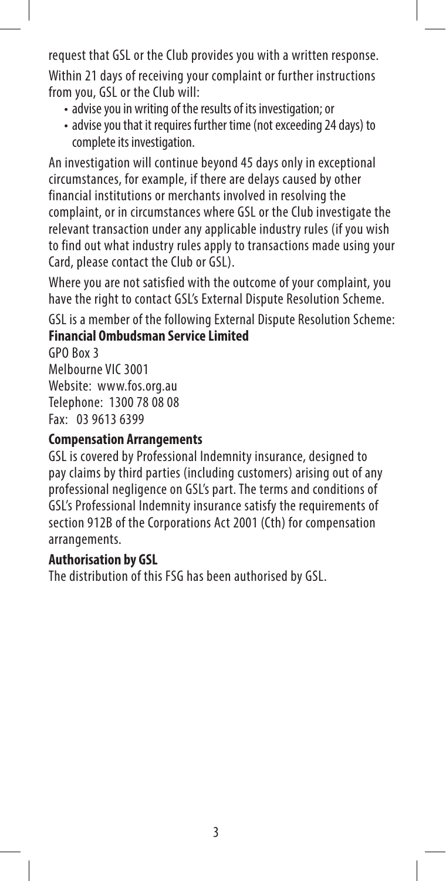request that GSL or the Club provides you with a written response.

Within 21 days of receiving your complaint or further instructions from you, GSL or the Club will:

- advise you in writing of the results of its investigation; or
- advise you that it requires further time (not exceeding 24 days) to complete its investigation.

An investigation will continue beyond 45 days only in exceptional circumstances, for example, if there are delays caused by other financial institutions or merchants involved in resolving the complaint, or in circumstances where GSL or the Club investigate the relevant transaction under any applicable industry rules (if you wish to find out what industry rules apply to transactions made using your Card, please contact the Club or GSL).

Where you are not satisfied with the outcome of your complaint, you have the right to contact GSL's External Dispute Resolution Scheme.

GSL is a member of the following External Dispute Resolution Scheme:

**Financial Ombudsman Service Limited**

GPO Box 3
Melbourne VIC 3001
Website: www.fos.org.au
Telephone: 1300 78 08 08
Fax: 03 9613 6399

**Compensation Arrangements**

GSL is covered by Professional Indemnity insurance, designed to pay claims by third parties (including customers) arising out of any professional negligence on GSL's part. The terms and conditions of GSL's Professional Indemnity insurance satisfy the requirements of section 912B of the Corporations Act 2001 (Cth) for compensation arrangements.

**Authorisation by GSL**

The distribution of this FSG has been authorised by GSL.